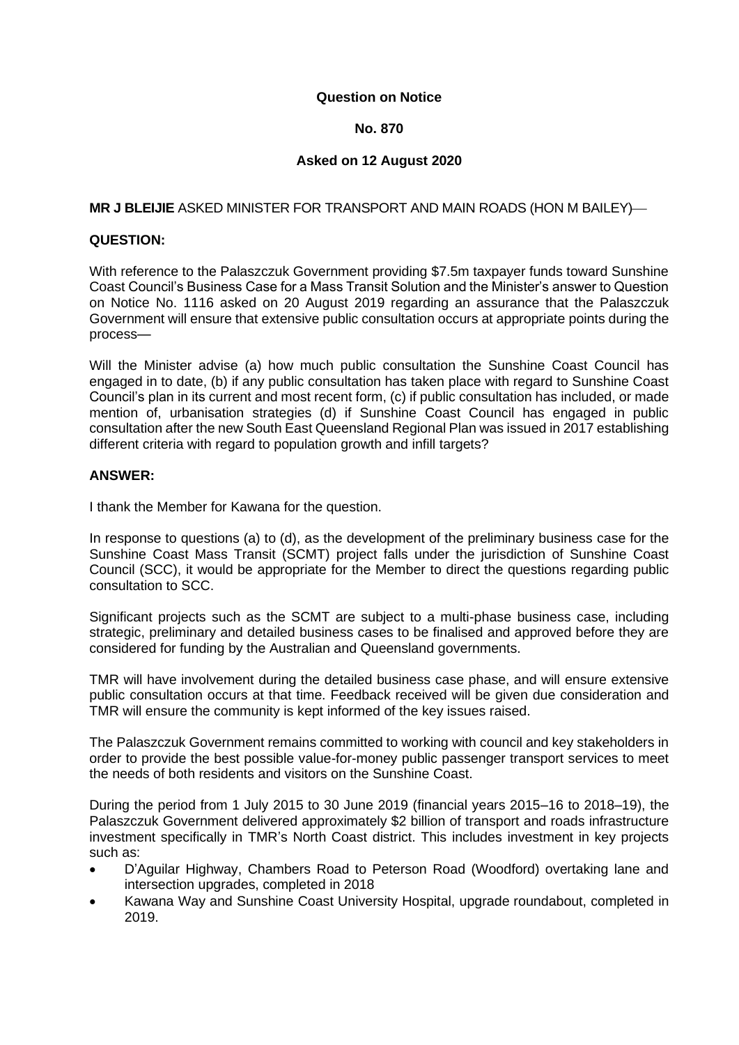**Question on Notice**

**No. 870**

**Asked on 12 August 2020**

**MR J BLEIJIE** ASKED MINISTER FOR TRANSPORT AND MAIN ROADS (HON M BAILEY)—

**QUESTION:**

With reference to the Palaszczuk Government providing $7.5m taxpayer funds toward Sunshine Coast Council's Business Case for a Mass Transit Solution and the Minister's answer to Question on Notice No. 1116 asked on 20 August 2019 regarding an assurance that the Palaszczuk Government will ensure that extensive public consultation occurs at appropriate points during the process—

Will the Minister advise (a) how much public consultation the Sunshine Coast Council has engaged in to date, (b) if any public consultation has taken place with regard to Sunshine Coast Council's plan in its current and most recent form, (c) if public consultation has included, or made mention of, urbanisation strategies (d) if Sunshine Coast Council has engaged in public consultation after the new South East Queensland Regional Plan was issued in 2017 establishing different criteria with regard to population growth and infill targets?

**ANSWER:**

I thank the Member for Kawana for the question.

In response to questions (a) to (d), as the development of the preliminary business case for the Sunshine Coast Mass Transit (SCMT) project falls under the jurisdiction of Sunshine Coast Council (SCC), it would be appropriate for the Member to direct the questions regarding public consultation to SCC.

Significant projects such as the SCMT are subject to a multi-phase business case, including strategic, preliminary and detailed business cases to be finalised and approved before they are considered for funding by the Australian and Queensland governments.

TMR will have involvement during the detailed business case phase, and will ensure extensive public consultation occurs at that time. Feedback received will be given due consideration and TMR will ensure the community is kept informed of the key issues raised.

The Palaszczuk Government remains committed to working with council and key stakeholders in order to provide the best possible value-for-money public passenger transport services to meet the needs of both residents and visitors on the Sunshine Coast.

During the period from 1 July 2015 to 30 June 2019 (financial years 2015–16 to 2018–19), the Palaszczuk Government delivered approximately $2 billion of transport and roads infrastructure investment specifically in TMR's North Coast district. This includes investment in key projects such as:

- D'Aguilar Highway, Chambers Road to Peterson Road (Woodford) overtaking lane and intersection upgrades, completed in 2018
- Kawana Way and Sunshine Coast University Hospital, upgrade roundabout, completed in 2019.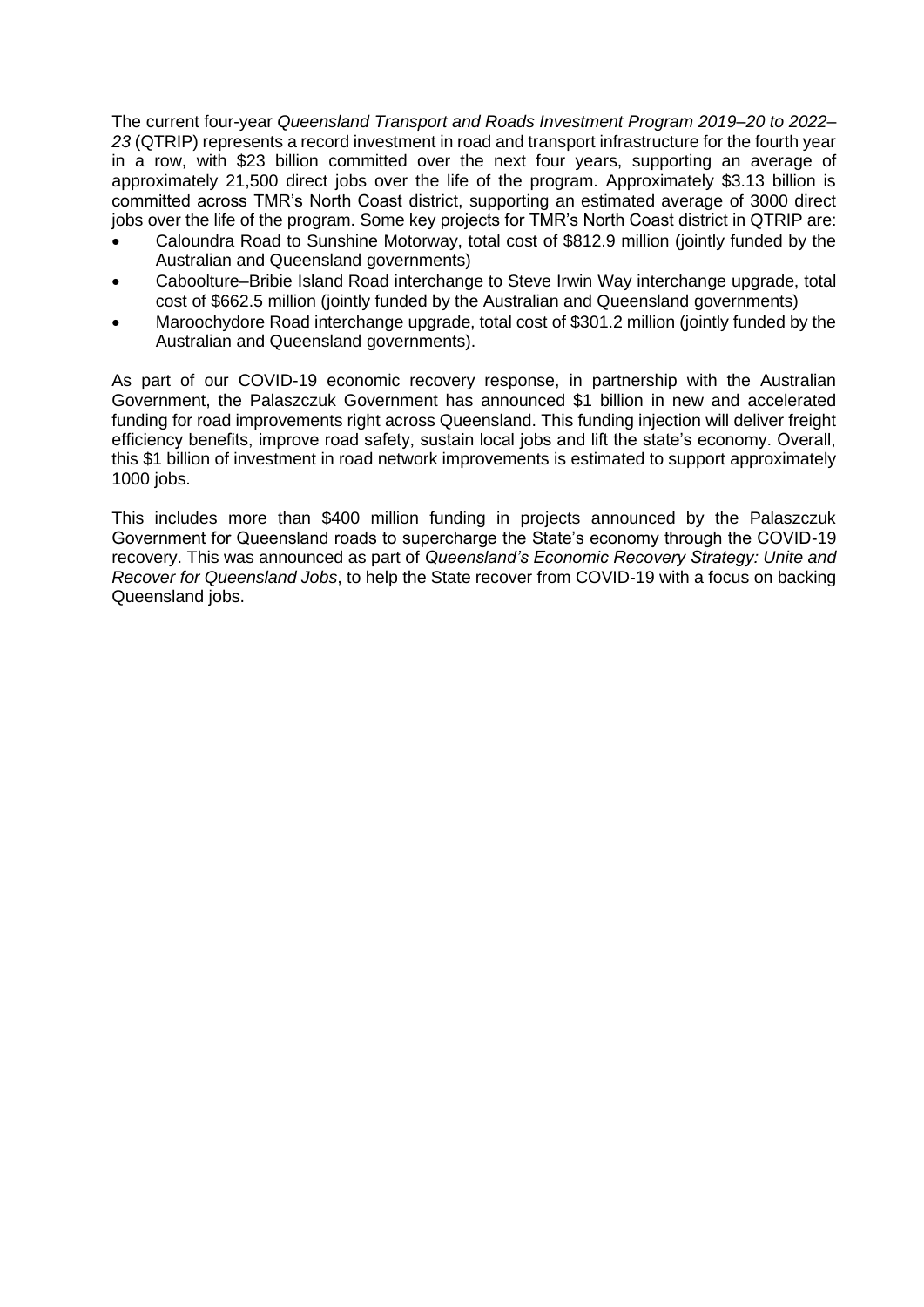The current four-year *Queensland Transport and Roads Investment Program 2019–20 to 2022–23* (QTRIP) represents a record investment in road and transport infrastructure for the fourth year in a row, with $23 billion committed over the next four years, supporting an average of approximately 21,500 direct jobs over the life of the program. Approximately $3.13 billion is committed across TMR's North Coast district, supporting an estimated average of 3000 direct jobs over the life of the program. Some key projects for TMR's North Coast district in QTRIP are:

- Caloundra Road to Sunshine Motorway, total cost of $812.9 million (jointly funded by the Australian and Queensland governments)
- Caboolture–Bribie Island Road interchange to Steve Irwin Way interchange upgrade, total cost of $662.5 million (jointly funded by the Australian and Queensland governments)
- Maroochydore Road interchange upgrade, total cost of $301.2 million (jointly funded by the Australian and Queensland governments).

As part of our COVID-19 economic recovery response, in partnership with the Australian Government, the Palaszczuk Government has announced $1 billion in new and accelerated funding for road improvements right across Queensland. This funding injection will deliver freight efficiency benefits, improve road safety, sustain local jobs and lift the state's economy. Overall, this $1 billion of investment in road network improvements is estimated to support approximately 1000 jobs.

This includes more than $400 million funding in projects announced by the Palaszczuk Government for Queensland roads to supercharge the State's economy through the COVID-19 recovery. This was announced as part of *Queensland's Economic Recovery Strategy: Unite and Recover for Queensland Jobs*, to help the State recover from COVID-19 with a focus on backing Queensland jobs.